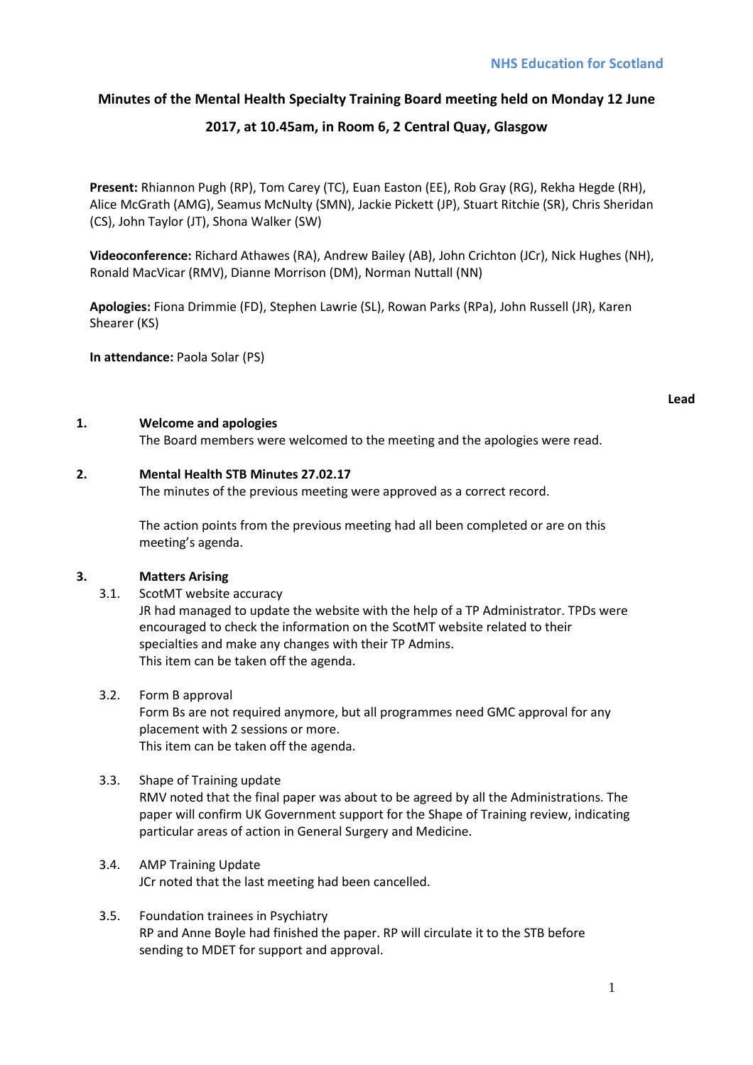NHS Education for Scotland

# Minutes of the Mental Health Specialty Training Board meeting held on Monday 12 June 2017, at 10.45am, in Room 6, 2 Central Quay, Glasgow

**Present:** Rhiannon Pugh (RP), Tom Carey (TC), Euan Easton (EE), Rob Gray (RG), Rekha Hegde (RH), Alice McGrath (AMG), Seamus McNulty (SMN), Jackie Pickett (JP), Stuart Ritchie (SR), Chris Sheridan (CS), John Taylor (JT), Shona Walker (SW)

**Videoconference:** Richard Athawes (RA), Andrew Bailey (AB), John Crichton (JCr), Nick Hughes (NH), Ronald MacVicar (RMV), Dianne Morrison (DM), Norman Nuttall (NN)

**Apologies:** Fiona Drimmie (FD), Stephen Lawrie (SL), Rowan Parks (RPa), John Russell (JR), Karen Shearer (KS)

**In attendance:** Paola Solar (PS)

**Lead**

**1. Welcome and apologies**

The Board members were welcomed to the meeting and the apologies were read.

**2. Mental Health STB Minutes 27.02.17**

The minutes of the previous meeting were approved as a correct record.

The action points from the previous meeting had all been completed or are on this meeting's agenda.

**3. Matters Arising**

3.1. ScotMT website accuracy

JR had managed to update the website with the help of a TP Administrator. TPDs were encouraged to check the information on the ScotMT website related to their specialties and make any changes with their TP Admins.
This item can be taken off the agenda.

3.2. Form B approval

Form Bs are not required anymore, but all programmes need GMC approval for any placement with 2 sessions or more.
This item can be taken off the agenda.

3.3. Shape of Training update

RMV noted that the final paper was about to be agreed by all the Administrations. The paper will confirm UK Government support for the Shape of Training review, indicating particular areas of action in General Surgery and Medicine.

3.4. AMP Training Update

JCr noted that the last meeting had been cancelled.

3.5. Foundation trainees in Psychiatry

RP and Anne Boyle had finished the paper. RP will circulate it to the STB before sending to MDET for support and approval.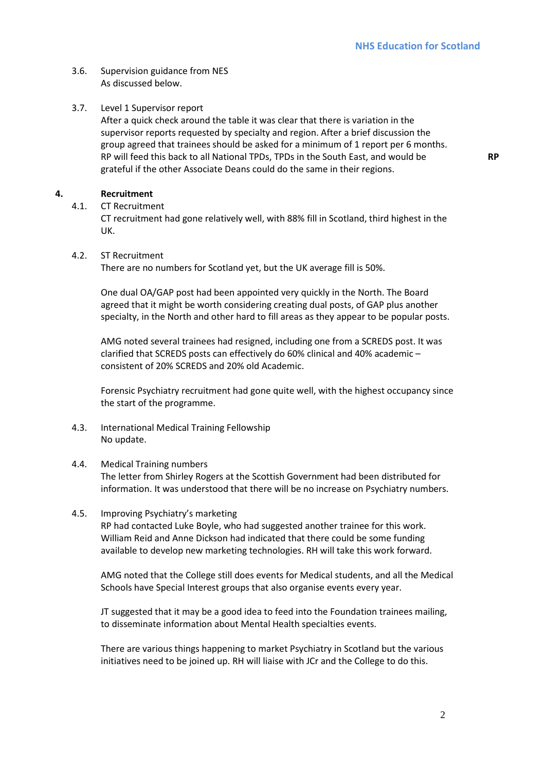3.6. Supervision guidance from NES
As discussed below.

3.7. Level 1 Supervisor report
After a quick check around the table it was clear that there is variation in the supervisor reports requested by specialty and region. After a brief discussion the group agreed that trainees should be asked for a minimum of 1 report per 6 months. RP will feed this back to all National TPDs, TPDs in the South East, and would be grateful if the other Associate Deans could do the same in their regions. **RP**

## 4. Recruitment

4.1. CT Recruitment
CT recruitment had gone relatively well, with 88% fill in Scotland, third highest in the UK.

4.2. ST Recruitment
There are no numbers for Scotland yet, but the UK average fill is 50%.

One dual OA/GAP post had been appointed very quickly in the North. The Board agreed that it might be worth considering creating dual posts, of GAP plus another specialty, in the North and other hard to fill areas as they appear to be popular posts.

AMG noted several trainees had resigned, including one from a SCREDS post. It was clarified that SCREDS posts can effectively do 60% clinical and 40% academic – consistent of 20% SCREDS and 20% old Academic.

Forensic Psychiatry recruitment had gone quite well, with the highest occupancy since the start of the programme.

4.3. International Medical Training Fellowship
No update.

4.4. Medical Training numbers
The letter from Shirley Rogers at the Scottish Government had been distributed for information. It was understood that there will be no increase on Psychiatry numbers.

4.5. Improving Psychiatry's marketing
RP had contacted Luke Boyle, who had suggested another trainee for this work. William Reid and Anne Dickson had indicated that there could be some funding available to develop new marketing technologies. RH will take this work forward.

AMG noted that the College still does events for Medical students, and all the Medical Schools have Special Interest groups that also organise events every year.

JT suggested that it may be a good idea to feed into the Foundation trainees mailing, to disseminate information about Mental Health specialties events.

There are various things happening to market Psychiatry in Scotland but the various initiatives need to be joined up. RH will liaise with JCr and the College to do this.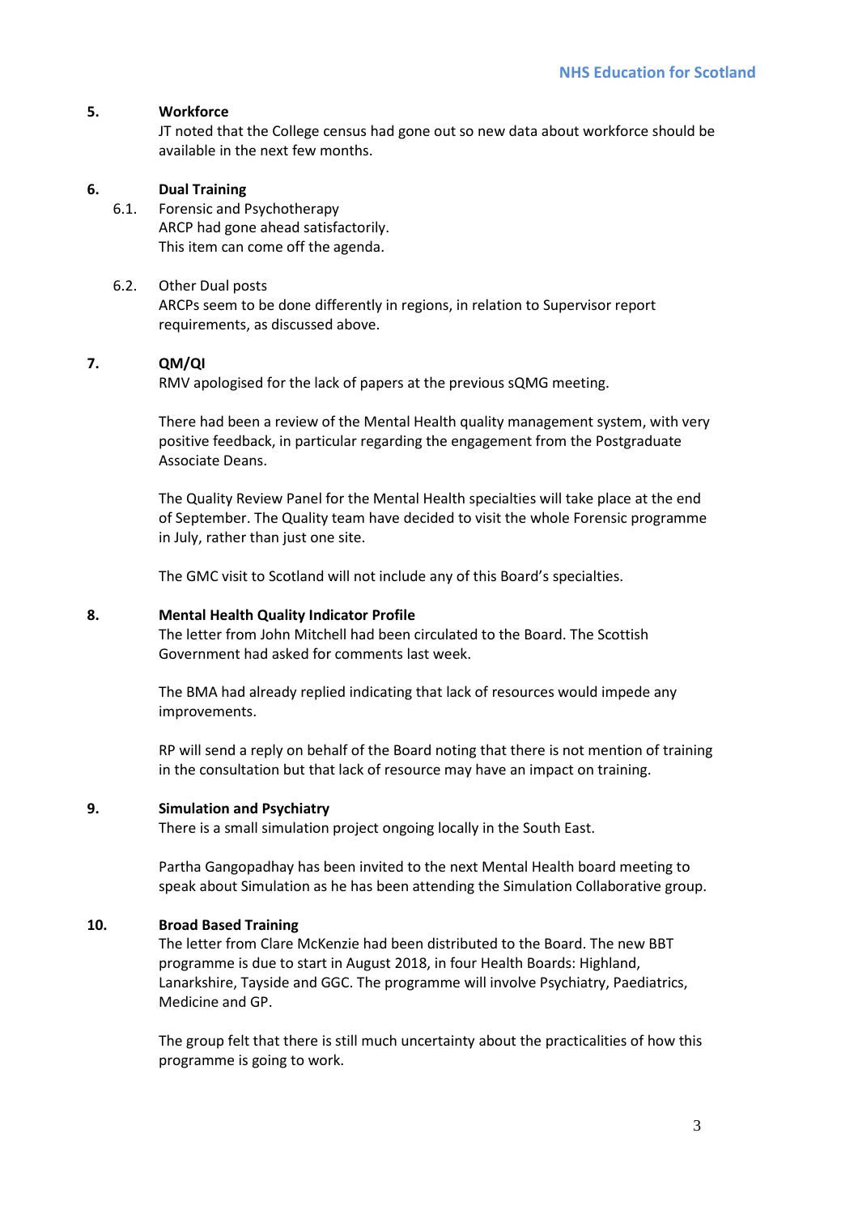## 5. Workforce

JT noted that the College census had gone out so new data about workforce should be available in the next few months.

## 6. Dual Training

6.1. Forensic and Psychotherapy

ARCP had gone ahead satisfactorily.
This item can come off the agenda.

6.2. Other Dual posts

ARCPs seem to be done differently in regions, in relation to Supervisor report requirements, as discussed above.

## 7. QM/QI

RMV apologised for the lack of papers at the previous sQMG meeting.

There had been a review of the Mental Health quality management system, with very positive feedback, in particular regarding the engagement from the Postgraduate Associate Deans.

The Quality Review Panel for the Mental Health specialties will take place at the end of September. The Quality team have decided to visit the whole Forensic programme in July, rather than just one site.

The GMC visit to Scotland will not include any of this Board's specialties.

## 8. Mental Health Quality Indicator Profile

The letter from John Mitchell had been circulated to the Board. The Scottish Government had asked for comments last week.

The BMA had already replied indicating that lack of resources would impede any improvements.

RP will send a reply on behalf of the Board noting that there is not mention of training in the consultation but that lack of resource may have an impact on training.

## 9. Simulation and Psychiatry

There is a small simulation project ongoing locally in the South East.

Partha Gangopadhay has been invited to the next Mental Health board meeting to speak about Simulation as he has been attending the Simulation Collaborative group.

## 10. Broad Based Training

The letter from Clare McKenzie had been distributed to the Board. The new BBT programme is due to start in August 2018, in four Health Boards: Highland, Lanarkshire, Tayside and GGC. The programme will involve Psychiatry, Paediatrics, Medicine and GP.

The group felt that there is still much uncertainty about the practicalities of how this programme is going to work.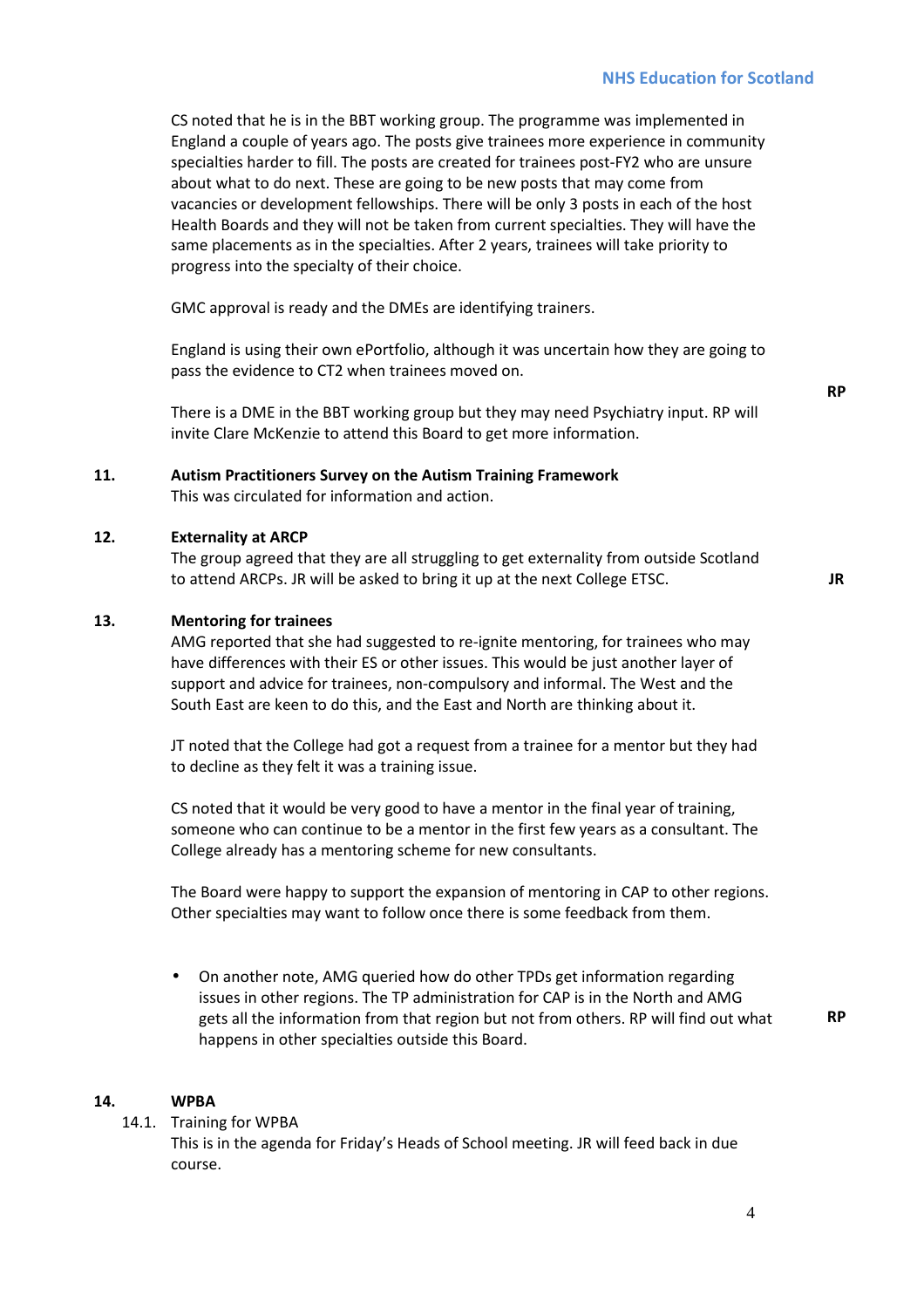CS noted that he is in the BBT working group. The programme was implemented in England a couple of years ago. The posts give trainees more experience in community specialties harder to fill. The posts are created for trainees post-FY2 who are unsure about what to do next. These are going to be new posts that may come from vacancies or development fellowships. There will be only 3 posts in each of the host Health Boards and they will not be taken from current specialties. They will have the same placements as in the specialties. After 2 years, trainees will take priority to progress into the specialty of their choice.

GMC approval is ready and the DMEs are identifying trainers.

England is using their own ePortfolio, although it was uncertain how they are going to pass the evidence to CT2 when trainees moved on.

There is a DME in the BBT working group but they may need Psychiatry input. RP will invite Clare McKenzie to attend this Board to get more information. **RP**

**11. Autism Practitioners Survey on the Autism Training Framework**

This was circulated for information and action.

**12. Externality at ARCP**

The group agreed that they are all struggling to get externality from outside Scotland to attend ARCPs. JR will be asked to bring it up at the next College ETSC. **JR**

**13. Mentoring for trainees**

AMG reported that she had suggested to re-ignite mentoring, for trainees who may have differences with their ES or other issues. This would be just another layer of support and advice for trainees, non-compulsory and informal. The West and the South East are keen to do this, and the East and North are thinking about it.

JT noted that the College had got a request from a trainee for a mentor but they had to decline as they felt it was a training issue.

CS noted that it would be very good to have a mentor in the final year of training, someone who can continue to be a mentor in the first few years as a consultant. The College already has a mentoring scheme for new consultants.

The Board were happy to support the expansion of mentoring in CAP to other regions. Other specialties may want to follow once there is some feedback from them.

- On another note, AMG queried how do other TPDs get information regarding issues in other regions. The TP administration for CAP is in the North and AMG gets all the information from that region but not from others. RP will find out what happens in other specialties outside this Board. **RP**

**14. WPBA**

14.1. Training for WPBA

This is in the agenda for Friday's Heads of School meeting. JR will feed back in due course.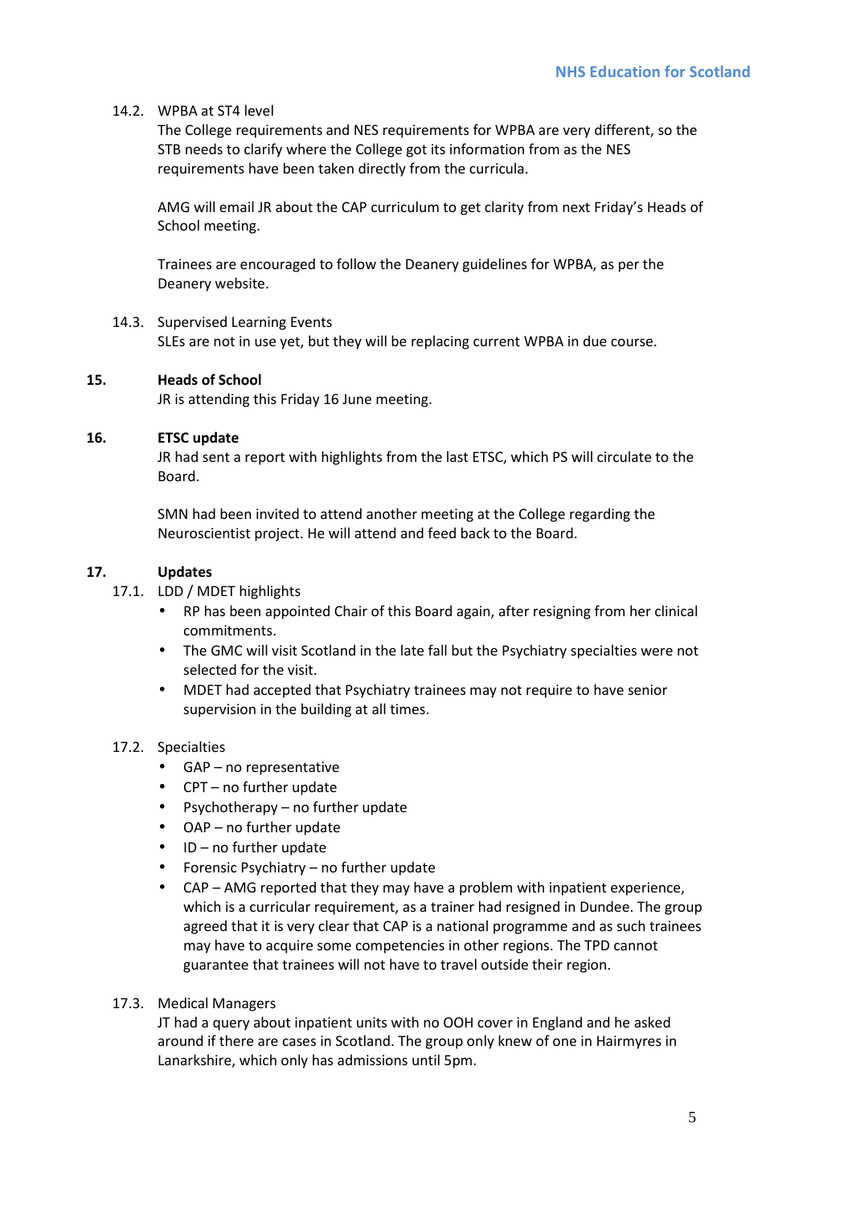14.2. WPBA at ST4 level

The College requirements and NES requirements for WPBA are very different, so the STB needs to clarify where the College got its information from as the NES requirements have been taken directly from the curricula.

AMG will email JR about the CAP curriculum to get clarity from next Friday's Heads of School meeting.

Trainees are encouraged to follow the Deanery guidelines for WPBA, as per the Deanery website.

14.3. Supervised Learning Events

SLEs are not in use yet, but they will be replacing current WPBA in due course.

**15. Heads of School**

JR is attending this Friday 16 June meeting.

**16. ETSC update**

JR had sent a report with highlights from the last ETSC, which PS will circulate to the Board.

SMN had been invited to attend another meeting at the College regarding the Neuroscientist project. He will attend and feed back to the Board.

**17. Updates**

17.1. LDD / MDET highlights

- RP has been appointed Chair of this Board again, after resigning from her clinical commitments.
- The GMC will visit Scotland in the late fall but the Psychiatry specialties were not selected for the visit.
- MDET had accepted that Psychiatry trainees may not require to have senior supervision in the building at all times.

17.2. Specialties

- GAP – no representative
- CPT – no further update
- Psychotherapy – no further update
- OAP – no further update
- ID – no further update
- Forensic Psychiatry – no further update
- CAP – AMG reported that they may have a problem with inpatient experience, which is a curricular requirement, as a trainer had resigned in Dundee. The group agreed that it is very clear that CAP is a national programme and as such trainees may have to acquire some competencies in other regions. The TPD cannot guarantee that trainees will not have to travel outside their region.

17.3. Medical Managers

JT had a query about inpatient units with no OOH cover in England and he asked around if there are cases in Scotland. The group only knew of one in Hairmyres in Lanarkshire, which only has admissions until 5pm.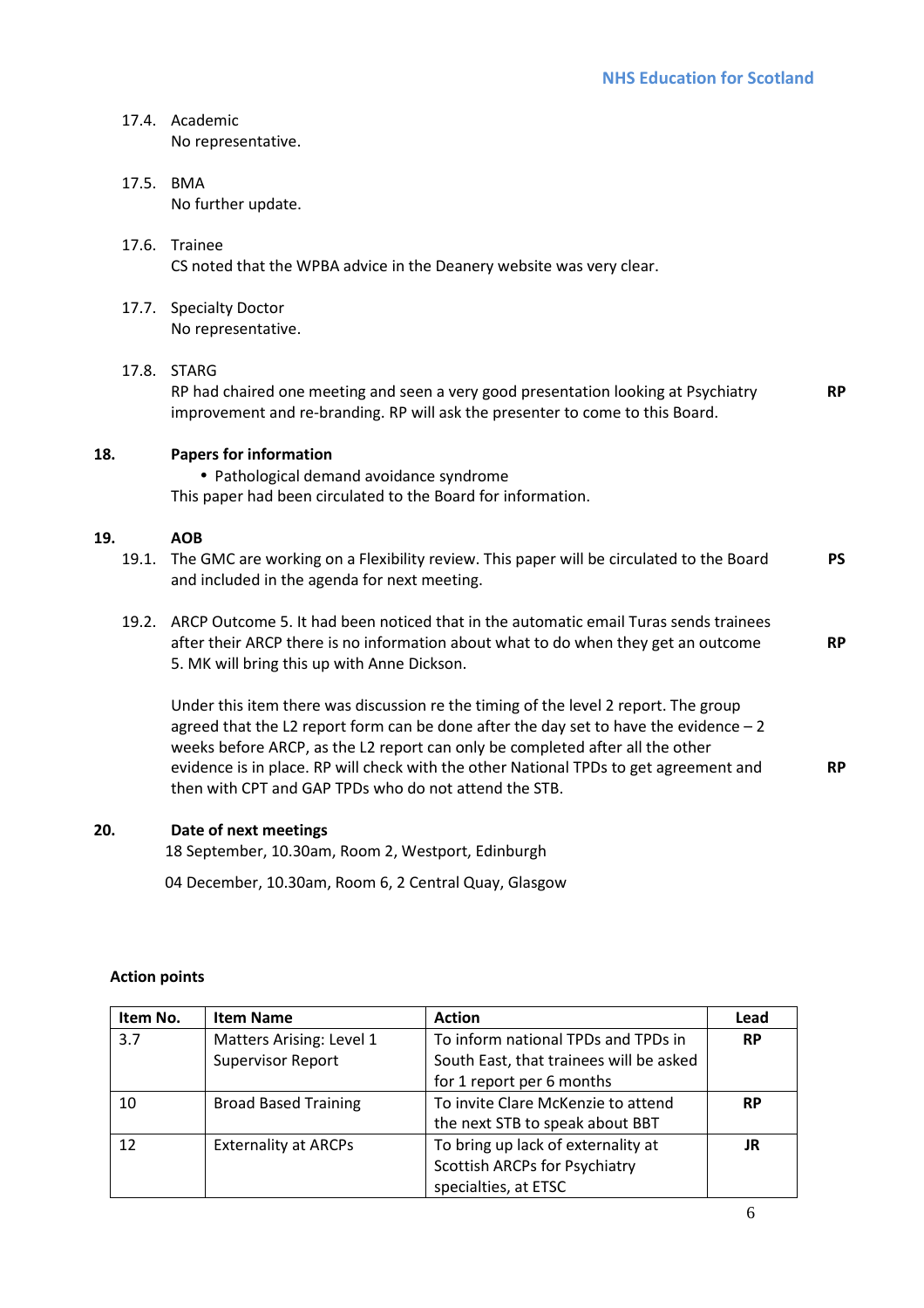17.4. Academic
No representative.

17.5. BMA
No further update.

17.6. Trainee
CS noted that the WPBA advice in the Deanery website was very clear.

17.7. Specialty Doctor
No representative.

17.8. STARG
RP had chaired one meeting and seen a very good presentation looking at Psychiatry improvement and re-branding. RP will ask the presenter to come to this Board. **RP**

**18. Papers for information**

- Pathological demand avoidance syndrome

This paper had been circulated to the Board for information.

**19. AOB**

19.1. The GMC are working on a Flexibility review. This paper will be circulated to the Board and included in the agenda for next meeting. **PS**

19.2. ARCP Outcome 5. It had been noticed that in the automatic email Turas sends trainees after their ARCP there is no information about what to do when they get an outcome 5. MK will bring this up with Anne Dickson. **RP**

Under this item there was discussion re the timing of the level 2 report. The group agreed that the L2 report form can be done after the day set to have the evidence – 2 weeks before ARCP, as the L2 report can only be completed after all the other evidence is in place. RP will check with the other National TPDs to get agreement and then with CPT and GAP TPDs who do not attend the STB. **RP**

**20. Date of next meetings**

18 September, 10.30am, Room 2, Westport, Edinburgh

04 December, 10.30am, Room 6, 2 Central Quay, Glasgow

**Action points**

| Item No. | Item Name | Action | Lead |
|---|---|---|---|
| 3.7 | Matters Arising: Level 1 Supervisor Report | To inform national TPDs and TPDs in South East, that trainees will be asked for 1 report per 6 months | **RP** |
| 10 | Broad Based Training | To invite Clare McKenzie to attend the next STB to speak about BBT | **RP** |
| 12 | Externality at ARCPs | To bring up lack of externality at Scottish ARCPs for Psychiatry specialties, at ETSC | **JR** |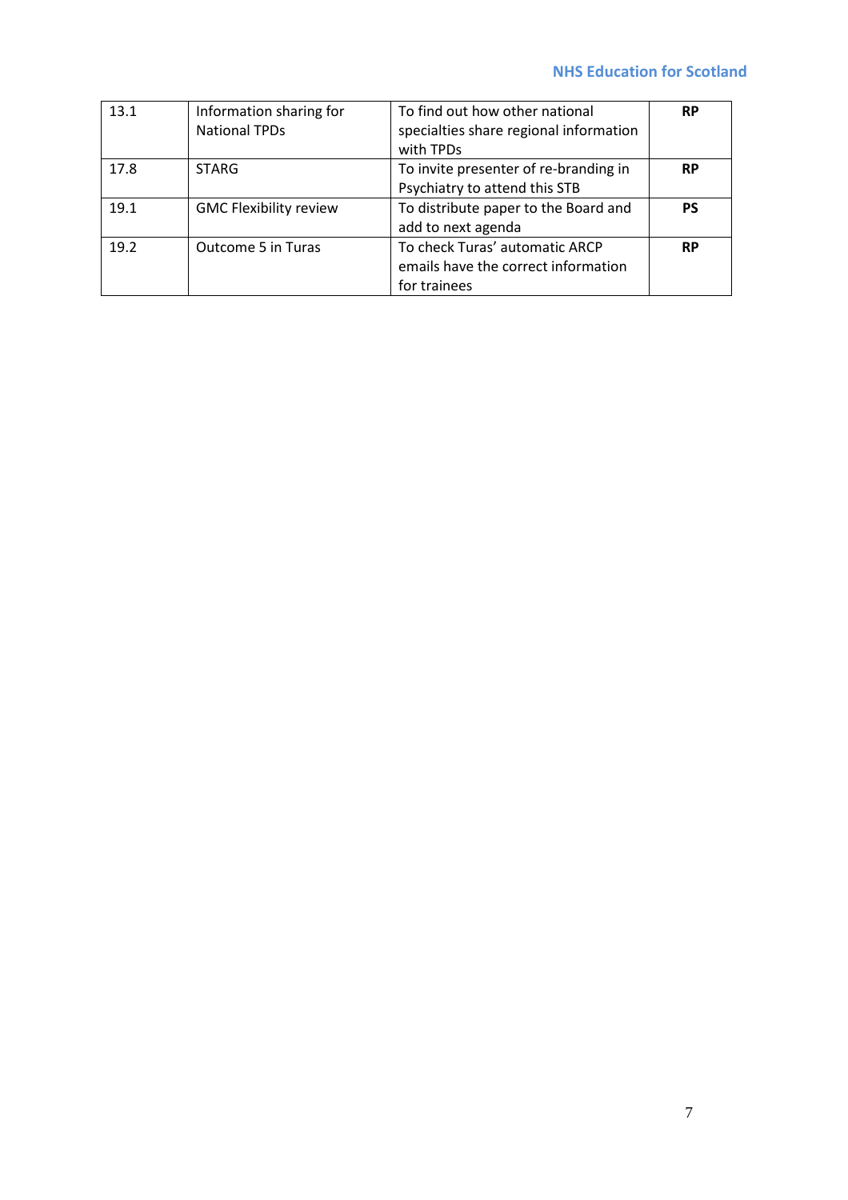| | | | |
|---|---|---|---|
| 13.1 | Information sharing for National TPDs | To find out how other national specialties share regional information with TPDs | **RP** |
| 17.8 | STARG | To invite presenter of re-branding in Psychiatry to attend this STB | **RP** |
| 19.1 | GMC Flexibility review | To distribute paper to the Board and add to next agenda | **PS** |
| 19.2 | Outcome 5 in Turas | To check Turas' automatic ARCP emails have the correct information for trainees | **RP** |